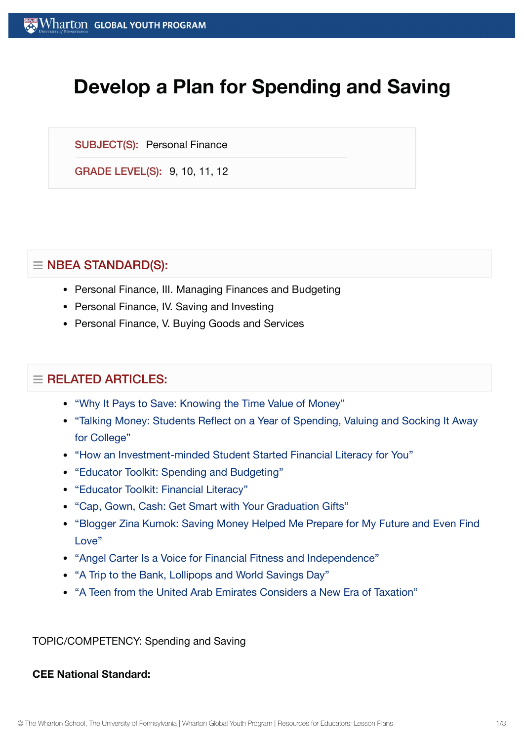# Develop a Plan for Spending and Saving

SUBJECT(S): Personal Finance

GRADE LEVEL(S): 9, 10, 11, 12

## NBEA STANDARD(S):

- Personal Finance, III. Managing Finances and Budgeting
- Personal Finance, IV. Saving and Investing
- Personal Finance, V. Buying Goods and Services

## RELATED ARTICLES:

- "Why It Pays to Save: Knowing the Time Value of Money"
- "Talking Money: Students Reflect on a Year of Spending, Valuing and Socking It Away for College"
- "How an Investment-minded Student Started Financial Literacy for You"
- "Educator Toolkit: Spending and Budgeting"
- "Educator Toolkit: Financial Literacy"
- "Cap, Gown, Cash: Get Smart with Your Graduation Gifts"
- "Blogger Zina Kumok: Saving Money Helped Me Prepare for My Future and Even Find Love"
- "Angel Carter Is a Voice for Financial Fitness and Independence"
- "A Trip to the Bank, Lollipops and World Savings Day"
- "A Teen from the United Arab Emirates Considers a New Era of Taxation"

TOPIC/COMPETENCY: Spending and Saving

**CEE National Standard:**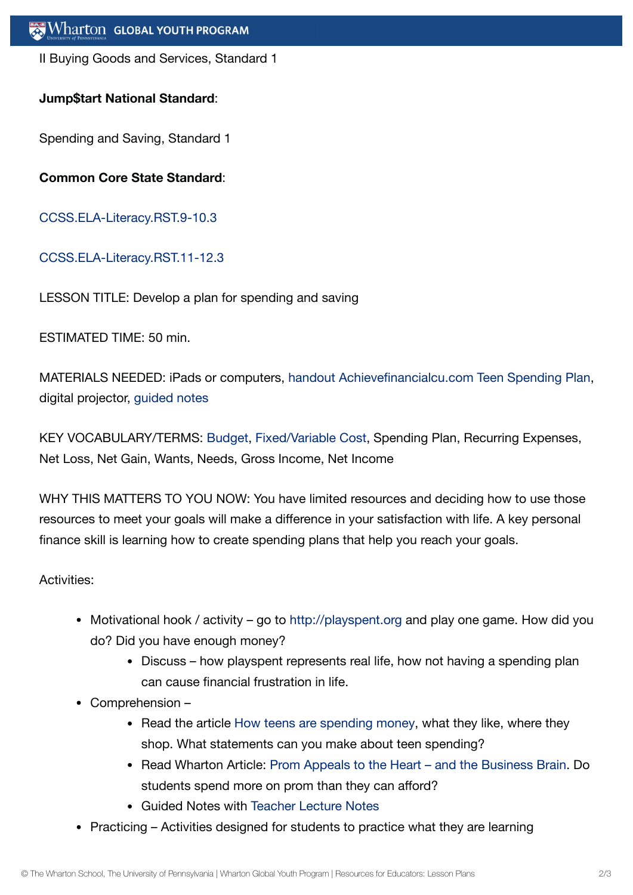II Buying Goods and Services, Standard 1

**Jump$tart National Standard**:

Spending and Saving, Standard 1

**Common Core State Standard**:

CCSS.ELA-Literacy.RST.9-10.3

CCSS.ELA-Literacy.RST.11-12.3

LESSON TITLE: Develop a plan for spending and saving

ESTIMATED TIME: 50 min.

MATERIALS NEEDED: iPads or computers, handout Achievefinancialcu.com Teen Spending Plan, digital projector, guided notes

KEY VOCABULARY/TERMS: Budget, Fixed/Variable Cost, Spending Plan, Recurring Expenses, Net Loss, Net Gain, Wants, Needs, Gross Income, Net Income

WHY THIS MATTERS TO YOU NOW: You have limited resources and deciding how to use those resources to meet your goals will make a difference in your satisfaction with life. A key personal finance skill is learning how to create spending plans that help you reach your goals.

Activities:

- Motivational hook / activity – go to http://playspent.org and play one game. How did you do? Did you have enough money?
  - Discuss – how playspent represents real life, how not having a spending plan can cause financial frustration in life.
- Comprehension –
  - Read the article How teens are spending money, what they like, where they shop. What statements can you make about teen spending?
  - Read Wharton Article: Prom Appeals to the Heart – and the Business Brain. Do students spend more on prom than they can afford?
  - Guided Notes with Teacher Lecture Notes
- Practicing – Activities designed for students to practice what they are learning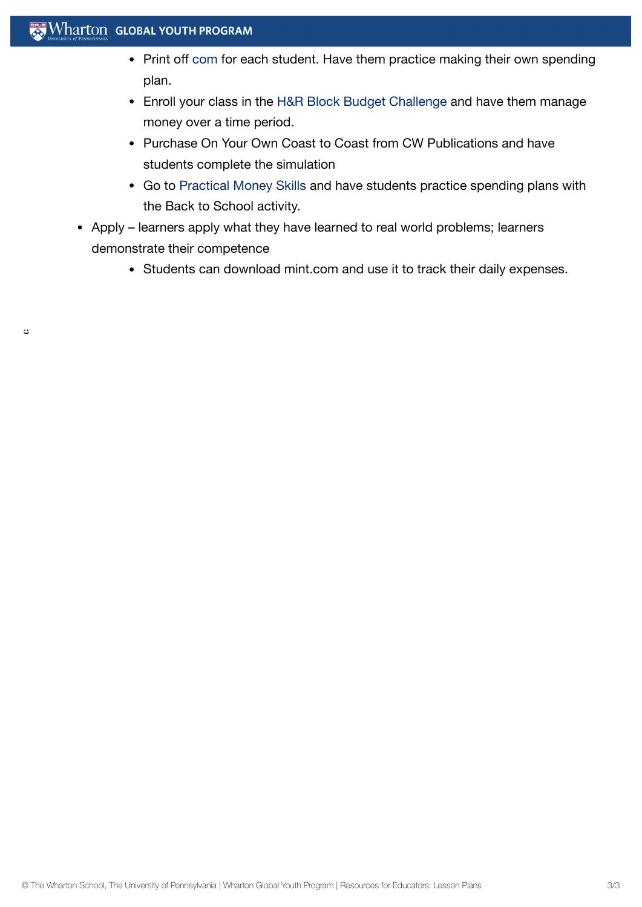- Print off com for each student. Have them practice making their own spending plan.
- Enroll your class in the H&R Block Budget Challenge and have them manage money over a time period.
- Purchase On Your Own Coast to Coast from CW Publications and have students complete the simulation
- Go to Practical Money Skills and have students practice spending plans with the Back to School activity.

- Apply – learners apply what they have learned to real world problems; learners demonstrate their competence
  - Students can download mint.com and use it to track their daily expenses.